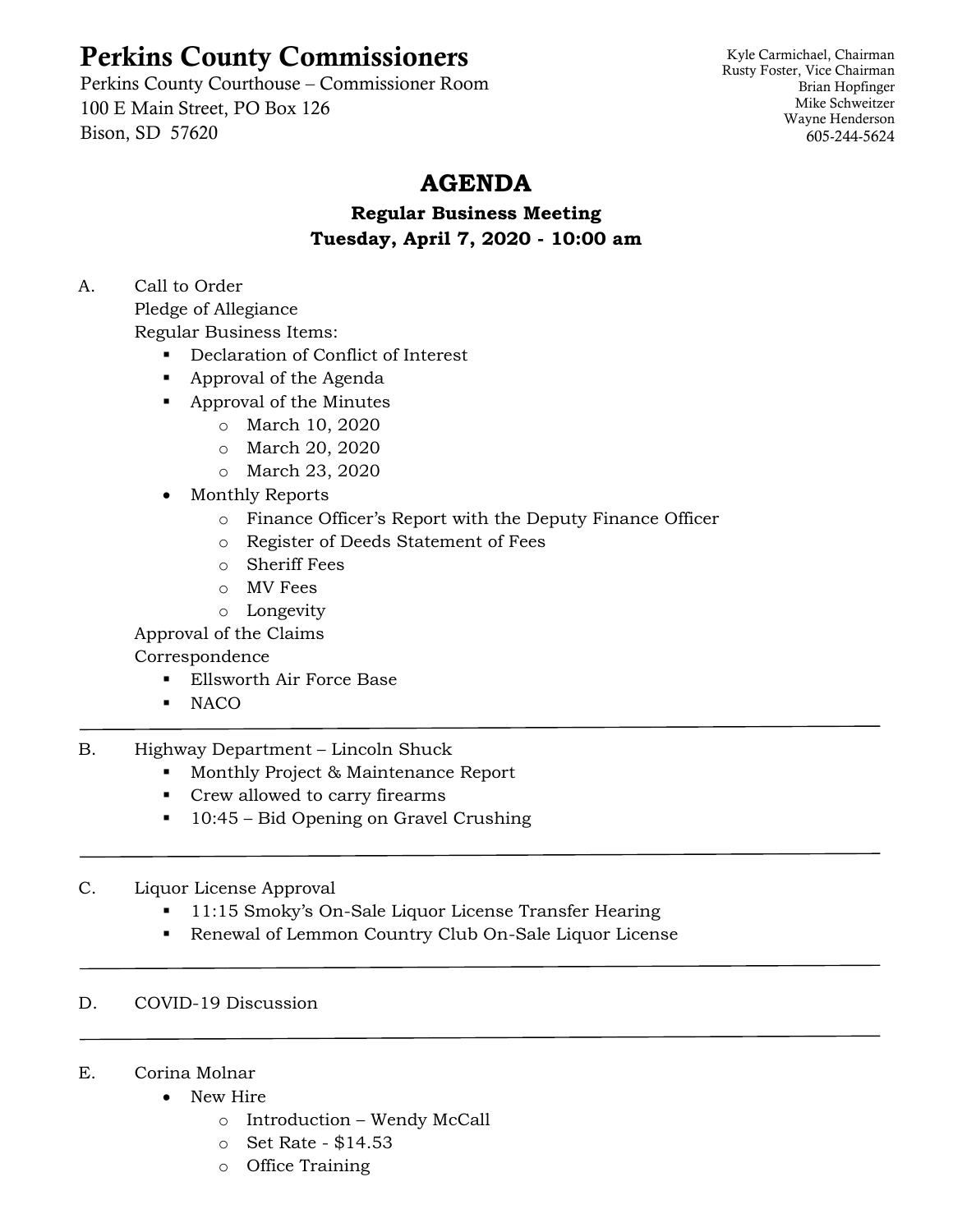# Perkins County Commissioners

Perkins County Courthouse – Commissioner Room
100 E Main Street, PO Box 126
Bison, SD 57620

Kyle Carmichael, Chairman
Rusty Foster, Vice Chairman
Brian Hopfinger
Mike Schweitzer
Wayne Henderson
605-244-5624

## AGENDA

### Regular Business Meeting
### Tuesday, April 7, 2020 - 10:00 am

A. Call to Order
Pledge of Allegiance
Regular Business Items:
- Declaration of Conflict of Interest
- Approval of the Agenda
- Approval of the Minutes
  - March 10, 2020
  - March 20, 2020
  - March 23, 2020
- Monthly Reports
  - Finance Officer's Report with the Deputy Finance Officer
  - Register of Deeds Statement of Fees
  - Sheriff Fees
  - MV Fees
  - Longevity

Approval of the Claims
Correspondence
- Ellsworth Air Force Base
- NACO

---

B. Highway Department – Lincoln Shuck
- Monthly Project & Maintenance Report
- Crew allowed to carry firearms
- 10:45 – Bid Opening on Gravel Crushing

---

C. Liquor License Approval
- 11:15 Smoky's On-Sale Liquor License Transfer Hearing
- Renewal of Lemmon Country Club On-Sale Liquor License

---

D. COVID-19 Discussion

---

E. Corina Molnar
- New Hire
  - Introduction – Wendy McCall
  - Set Rate - $14.53
  - Office Training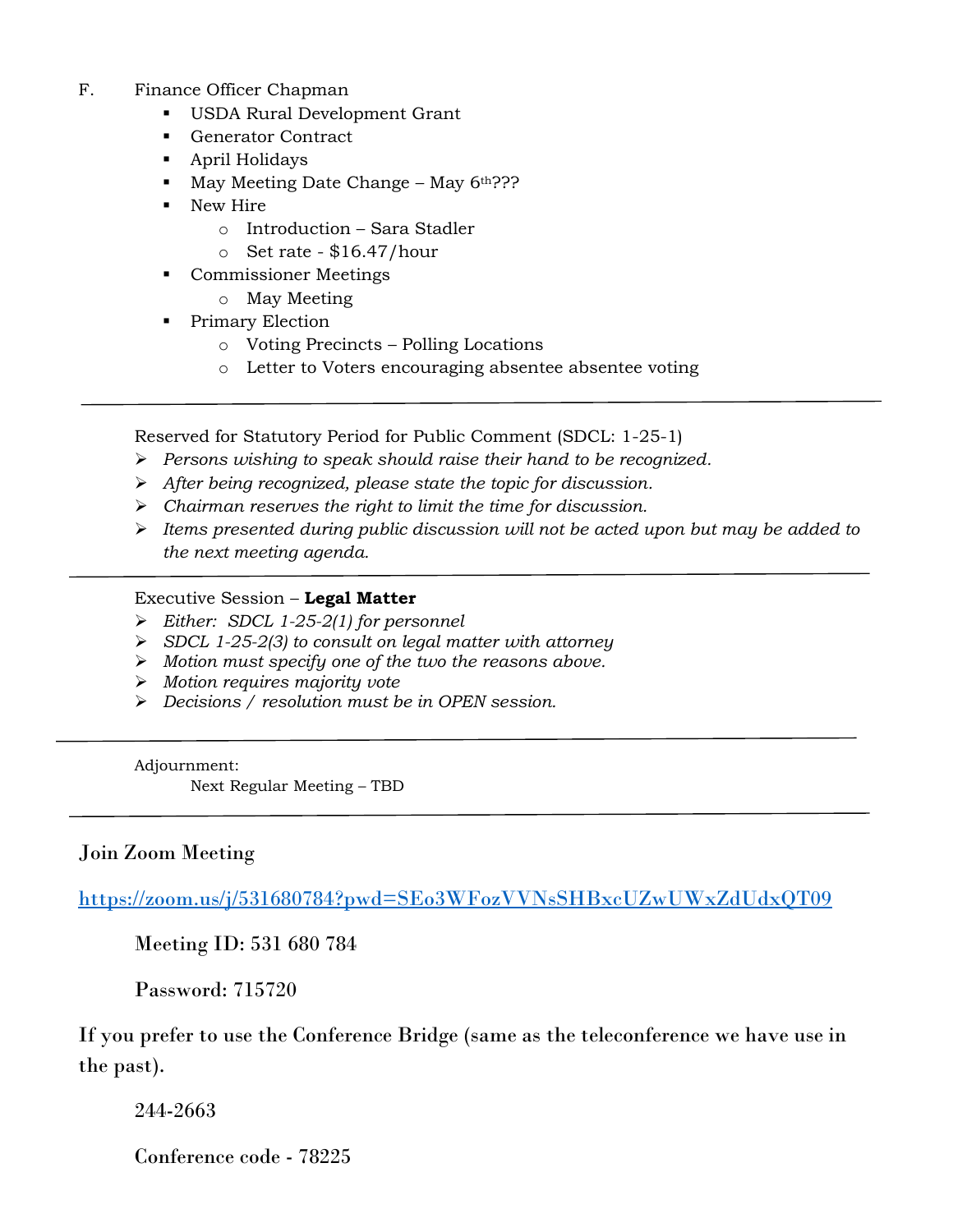F. Finance Officer Chapman

- USDA Rural Development Grant
- Generator Contract
- April Holidays
- May Meeting Date Change – May 6th???
- New Hire
  - Introduction – Sara Stadler
  - Set rate - $16.47/hour
- Commissioner Meetings
  - May Meeting
- Primary Election
  - Voting Precincts – Polling Locations
  - Letter to Voters encouraging absentee absentee voting

---

Reserved for Statutory Period for Public Comment (SDCL: 1-25-1)

- *Persons wishing to speak should raise their hand to be recognized.*
- *After being recognized, please state the topic for discussion.*
- *Chairman reserves the right to limit the time for discussion.*
- *Items presented during public discussion will not be acted upon but may be added to the next meeting agenda.*

---

Executive Session – **Legal Matter**

- *Either: SDCL 1-25-2(1) for personnel*
- *SDCL 1-25-2(3) to consult on legal matter with attorney*
- *Motion must specify one of the two the reasons above.*
- *Motion requires majority vote*
- *Decisions / resolution must be in OPEN session.*

---

Adjournment:

Next Regular Meeting – TBD

---

**Join Zoom Meeting**

https://zoom.us/j/531680784?pwd=SEo3WFozVVNsSHBxcUZwUWxZdUdxQT09

**Meeting ID: 531 680 784**

**Password: 715720**

**If you prefer to use the Conference Bridge (same as the teleconference we have use in the past).**

**244-2663**

**Conference code - 78225**